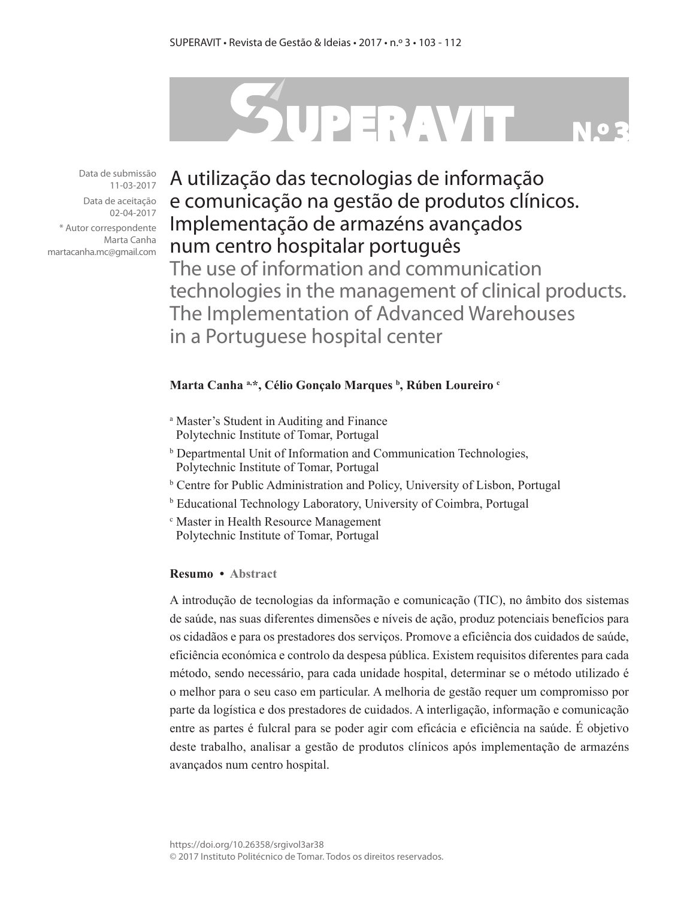Data de submissão 11-03-2017

Data de aceitação 02-04-2017

\* Autor correspondente Marta Canha martacanha.mc@gmail.com

# A utilização das tecnologias de informação e comunicação na gestão de produtos clínicos. Implementação de armazéns avançados num centro hospitalar português

# The use of information and communication technologies in the management of clinical products. The Implementation of Advanced Warehouses in a Portuguese hospital center

**Marta Canha [a,\*], Célio Gonçalo Marques [b], Rúben Loureiro [c]**

[a] Master's Student in Auditing and Finance Polytechnic Institute of Tomar, Portugal

[b] Departmental Unit of Information and Communication Technologies, Polytechnic Institute of Tomar, Portugal

[b] Centre for Public Administration and Policy, University of Lisbon, Portugal

[b] Educational Technology Laboratory, University of Coimbra, Portugal

[c] Master in Health Resource Management Polytechnic Institute of Tomar, Portugal

**Resumo • Abstract**

A introdução de tecnologias da informação e comunicação (TIC), no âmbito dos sistemas de saúde, nas suas diferentes dimensões e níveis de ação, produz potenciais benefícios para os cidadãos e para os prestadores dos serviços. Promove a eficiência dos cuidados de saúde, eficiência económica e controlo da despesa pública. Existem requisitos diferentes para cada método, sendo necessário, para cada unidade hospital, determinar se o método utilizado é o melhor para o seu caso em particular. A melhoria de gestão requer um compromisso por parte da logística e dos prestadores de cuidados. A interligação, informação e comunicação entre as partes é fulcral para se poder agir com eficácia e eficiência na saúde. É objetivo deste trabalho, analisar a gestão de produtos clínicos após implementação de armazéns avançados num centro hospital.

https://doi.org/10.26358/srgivol3ar38

© 2017 Instituto Politécnico de Tomar. Todos os direitos reservados.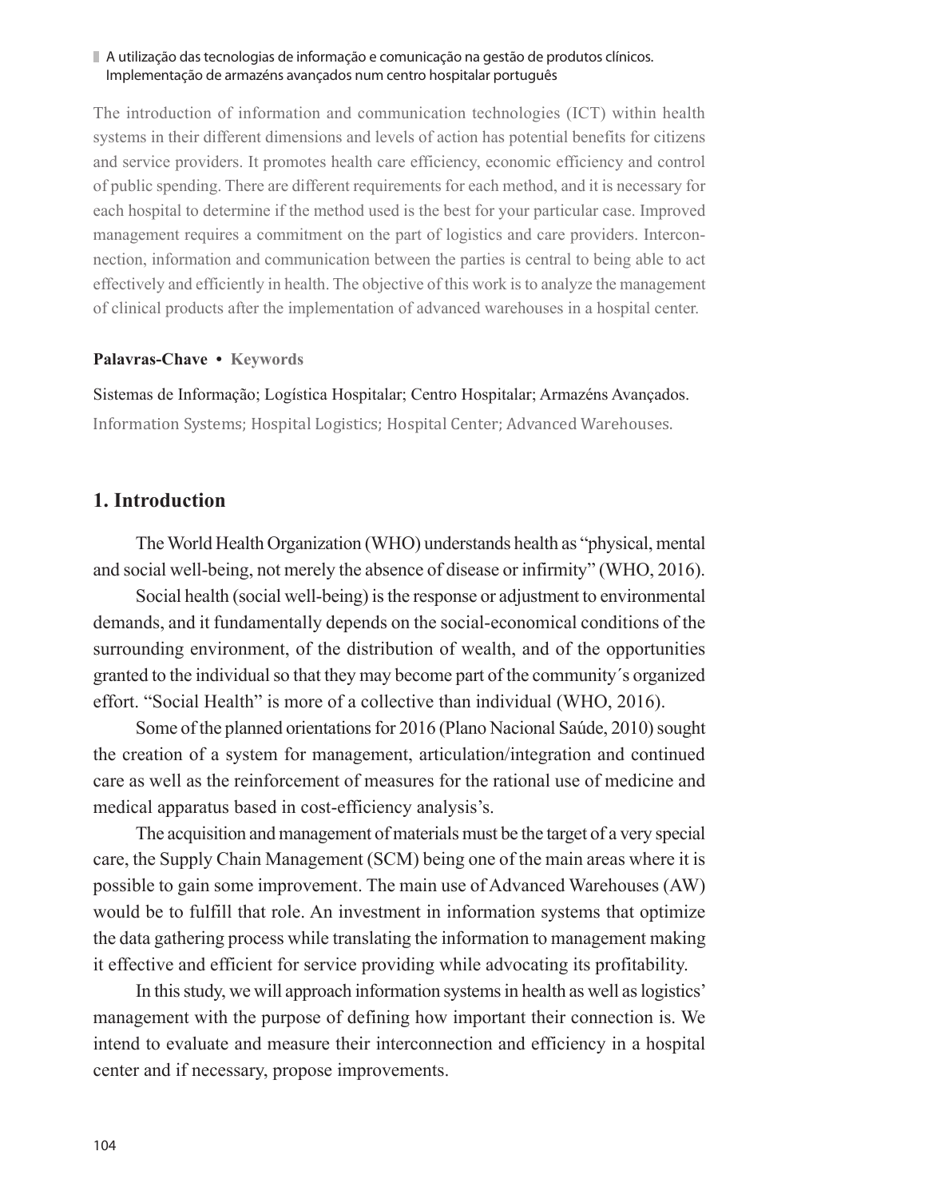The introduction of information and communication technologies (ICT) within health systems in their different dimensions and levels of action has potential benefits for citizens and service providers. It promotes health care efficiency, economic efficiency and control of public spending. There are different requirements for each method, and it is necessary for each hospital to determine if the method used is the best for your particular case. Improved management requires a commitment on the part of logistics and care providers. Interconnection, information and communication between the parties is central to being able to act effectively and efficiently in health. The objective of this work is to analyze the management of clinical products after the implementation of advanced warehouses in a hospital center.

**Palavras-Chave • Keywords**

Sistemas de Informação; Logística Hospitalar; Centro Hospitalar; Armazéns Avançados.
Information Systems; Hospital Logistics; Hospital Center; Advanced Warehouses.

## 1. Introduction

The World Health Organization (WHO) understands health as "physical, mental and social well-being, not merely the absence of disease or infirmity" (WHO, 2016).

Social health (social well-being) is the response or adjustment to environmental demands, and it fundamentally depends on the social-economical conditions of the surrounding environment, of the distribution of wealth, and of the opportunities granted to the individual so that they may become part of the community´s organized effort. "Social Health" is more of a collective than individual (WHO, 2016).

Some of the planned orientations for 2016 (Plano Nacional Saúde, 2010) sought the creation of a system for management, articulation/integration and continued care as well as the reinforcement of measures for the rational use of medicine and medical apparatus based in cost-efficiency analysis's.

The acquisition and management of materials must be the target of a very special care, the Supply Chain Management (SCM) being one of the main areas where it is possible to gain some improvement. The main use of Advanced Warehouses (AW) would be to fulfill that role. An investment in information systems that optimize the data gathering process while translating the information to management making it effective and efficient for service providing while advocating its profitability.

In this study, we will approach information systems in health as well as logistics' management with the purpose of defining how important their connection is. We intend to evaluate and measure their interconnection and efficiency in a hospital center and if necessary, propose improvements.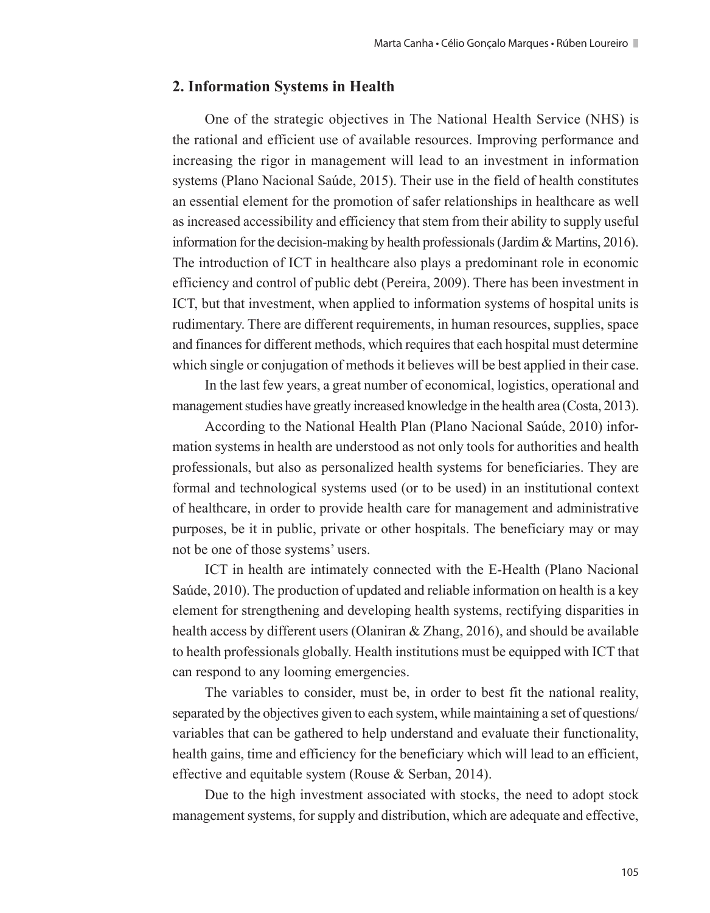## 2. Information Systems in Health

One of the strategic objectives in The National Health Service (NHS) is the rational and efficient use of available resources. Improving performance and increasing the rigor in management will lead to an investment in information systems (Plano Nacional Saúde, 2015). Their use in the field of health constitutes an essential element for the promotion of safer relationships in healthcare as well as increased accessibility and efficiency that stem from their ability to supply useful information for the decision-making by health professionals (Jardim & Martins, 2016). The introduction of ICT in healthcare also plays a predominant role in economic efficiency and control of public debt (Pereira, 2009). There has been investment in ICT, but that investment, when applied to information systems of hospital units is rudimentary. There are different requirements, in human resources, supplies, space and finances for different methods, which requires that each hospital must determine which single or conjugation of methods it believes will be best applied in their case.

In the last few years, a great number of economical, logistics, operational and management studies have greatly increased knowledge in the health area (Costa, 2013).

According to the National Health Plan (Plano Nacional Saúde, 2010) information systems in health are understood as not only tools for authorities and health professionals, but also as personalized health systems for beneficiaries. They are formal and technological systems used (or to be used) in an institutional context of healthcare, in order to provide health care for management and administrative purposes, be it in public, private or other hospitals. The beneficiary may or may not be one of those systems' users.

ICT in health are intimately connected with the E-Health (Plano Nacional Saúde, 2010). The production of updated and reliable information on health is a key element for strengthening and developing health systems, rectifying disparities in health access by different users (Olaniran & Zhang, 2016), and should be available to health professionals globally. Health institutions must be equipped with ICT that can respond to any looming emergencies.

The variables to consider, must be, in order to best fit the national reality, separated by the objectives given to each system, while maintaining a set of questions/variables that can be gathered to help understand and evaluate their functionality, health gains, time and efficiency for the beneficiary which will lead to an efficient, effective and equitable system (Rouse & Serban, 2014).

Due to the high investment associated with stocks, the need to adopt stock management systems, for supply and distribution, which are adequate and effective,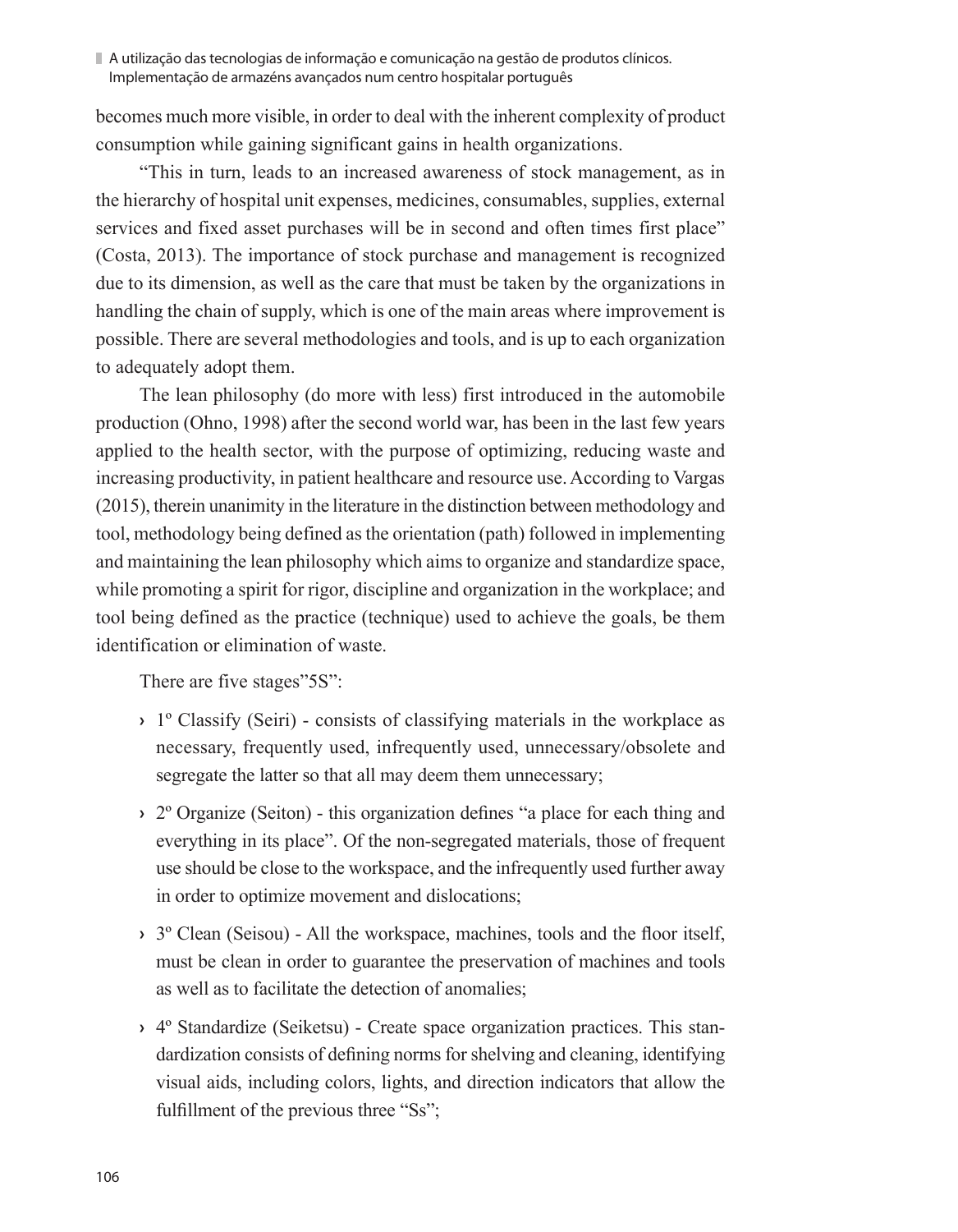becomes much more visible, in order to deal with the inherent complexity of product consumption while gaining significant gains in health organizations.

"This in turn, leads to an increased awareness of stock management, as in the hierarchy of hospital unit expenses, medicines, consumables, supplies, external services and fixed asset purchases will be in second and often times first place" (Costa, 2013). The importance of stock purchase and management is recognized due to its dimension, as well as the care that must be taken by the organizations in handling the chain of supply, which is one of the main areas where improvement is possible. There are several methodologies and tools, and is up to each organization to adequately adopt them.

The lean philosophy (do more with less) first introduced in the automobile production (Ohno, 1998) after the second world war, has been in the last few years applied to the health sector, with the purpose of optimizing, reducing waste and increasing productivity, in patient healthcare and resource use. According to Vargas (2015), therein unanimity in the literature in the distinction between methodology and tool, methodology being defined as the orientation (path) followed in implementing and maintaining the lean philosophy which aims to organize and standardize space, while promoting a spirit for rigor, discipline and organization in the workplace; and tool being defined as the practice (technique) used to achieve the goals, be them identification or elimination of waste.

There are five stages"5S":

- 1º Classify (Seiri) - consists of classifying materials in the workplace as necessary, frequently used, infrequently used, unnecessary/obsolete and segregate the latter so that all may deem them unnecessary;
- 2º Organize (Seiton) - this organization defines "a place for each thing and everything in its place". Of the non-segregated materials, those of frequent use should be close to the workspace, and the infrequently used further away in order to optimize movement and dislocations;
- 3º Clean (Seisou) - All the workspace, machines, tools and the floor itself, must be clean in order to guarantee the preservation of machines and tools as well as to facilitate the detection of anomalies;
- 4º Standardize (Seiketsu) - Create space organization practices. This standardization consists of defining norms for shelving and cleaning, identifying visual aids, including colors, lights, and direction indicators that allow the fulfillment of the previous three "Ss";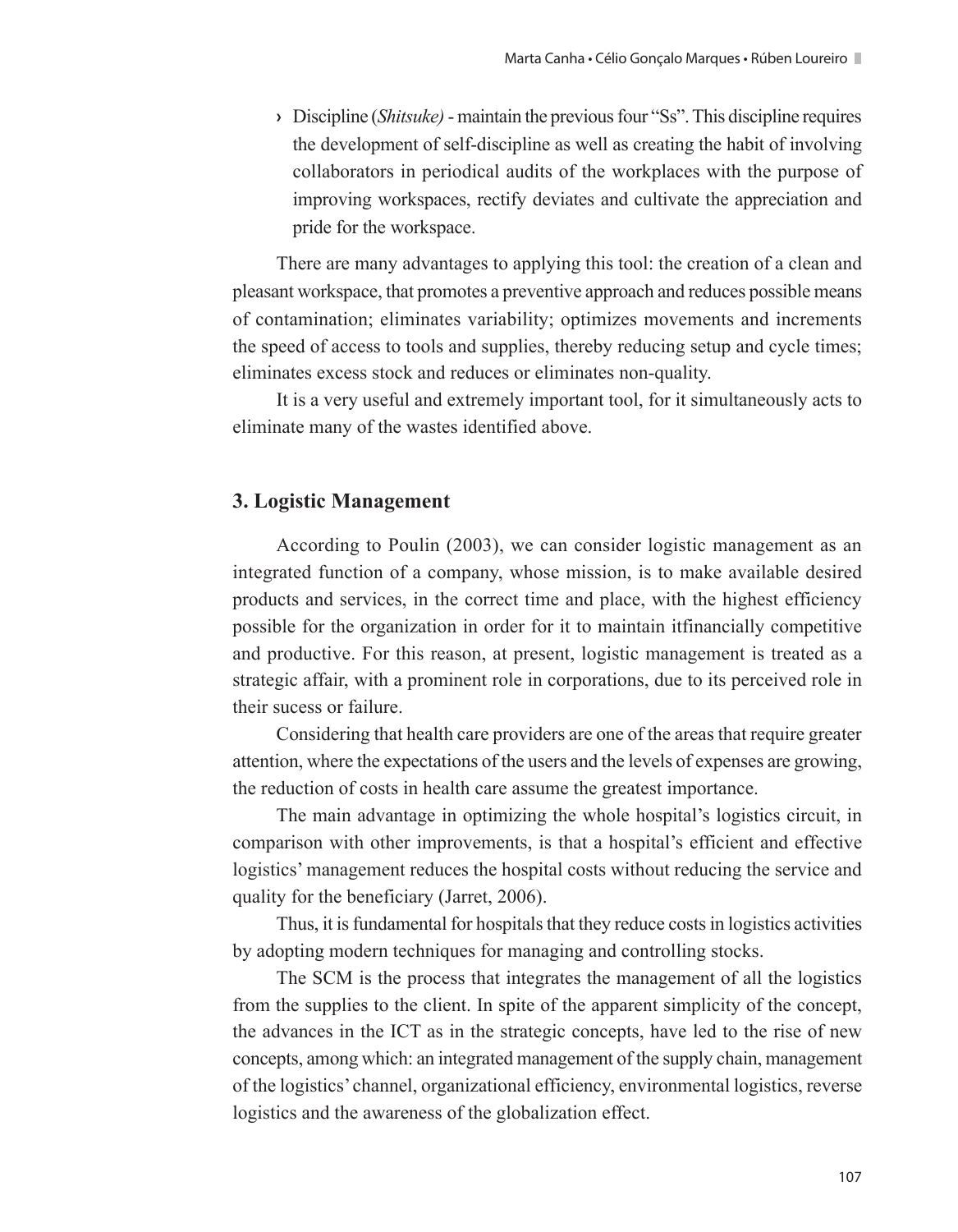- Discipline (*Shitsuke)* - maintain the previous four "Ss". This discipline requires the development of self-discipline as well as creating the habit of involving collaborators in periodical audits of the workplaces with the purpose of improving workspaces, rectify deviates and cultivate the appreciation and pride for the workspace.

There are many advantages to applying this tool: the creation of a clean and pleasant workspace, that promotes a preventive approach and reduces possible means of contamination; eliminates variability; optimizes movements and increments the speed of access to tools and supplies, thereby reducing setup and cycle times; eliminates excess stock and reduces or eliminates non-quality.

It is a very useful and extremely important tool, for it simultaneously acts to eliminate many of the wastes identified above.

## 3. Logistic Management

According to Poulin (2003), we can consider logistic management as an integrated function of a company, whose mission, is to make available desired products and services, in the correct time and place, with the highest efficiency possible for the organization in order for it to maintain itfinancially competitive and productive. For this reason, at present, logistic management is treated as a strategic affair, with a prominent role in corporations, due to its perceived role in their sucess or failure.

Considering that health care providers are one of the areas that require greater attention, where the expectations of the users and the levels of expenses are growing, the reduction of costs in health care assume the greatest importance.

The main advantage in optimizing the whole hospital's logistics circuit, in comparison with other improvements, is that a hospital's efficient and effective logistics' management reduces the hospital costs without reducing the service and quality for the beneficiary (Jarret, 2006).

Thus, it is fundamental for hospitals that they reduce costs in logistics activities by adopting modern techniques for managing and controlling stocks.

The SCM is the process that integrates the management of all the logistics from the supplies to the client. In spite of the apparent simplicity of the concept, the advances in the ICT as in the strategic concepts, have led to the rise of new concepts, among which: an integrated management of the supply chain, management of the logistics' channel, organizational efficiency, environmental logistics, reverse logistics and the awareness of the globalization effect.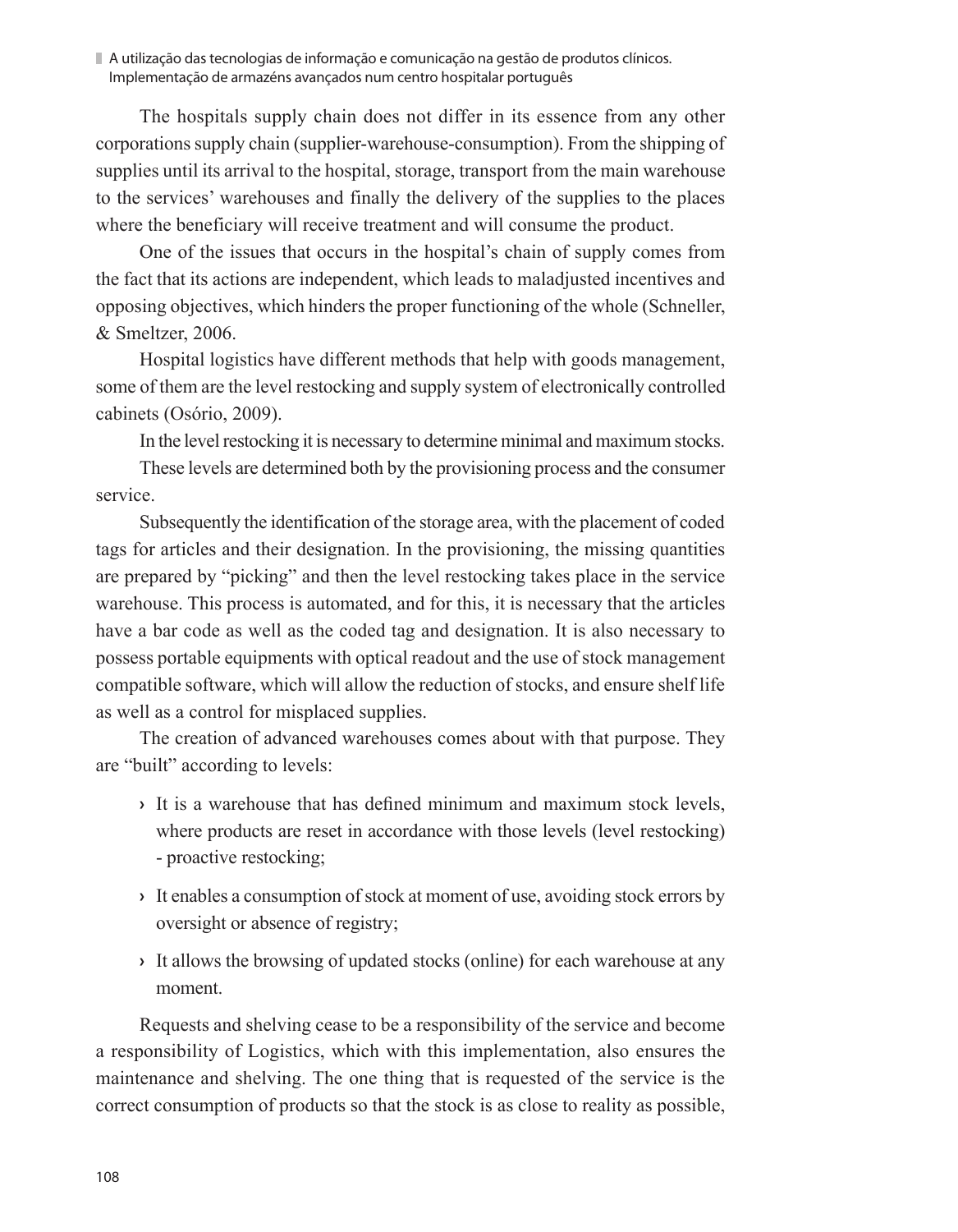The hospitals supply chain does not differ in its essence from any other corporations supply chain (supplier-warehouse-consumption). From the shipping of supplies until its arrival to the hospital, storage, transport from the main warehouse to the services' warehouses and finally the delivery of the supplies to the places where the beneficiary will receive treatment and will consume the product.

One of the issues that occurs in the hospital's chain of supply comes from the fact that its actions are independent, which leads to maladjusted incentives and opposing objectives, which hinders the proper functioning of the whole (Schneller, & Smeltzer, 2006.

Hospital logistics have different methods that help with goods management, some of them are the level restocking and supply system of electronically controlled cabinets (Osório, 2009).

In the level restocking it is necessary to determine minimal and maximum stocks.

These levels are determined both by the provisioning process and the consumer service.

Subsequently the identification of the storage area, with the placement of coded tags for articles and their designation. In the provisioning, the missing quantities are prepared by "picking" and then the level restocking takes place in the service warehouse. This process is automated, and for this, it is necessary that the articles have a bar code as well as the coded tag and designation. It is also necessary to possess portable equipments with optical readout and the use of stock management compatible software, which will allow the reduction of stocks, and ensure shelf life as well as a control for misplaced supplies.

The creation of advanced warehouses comes about with that purpose. They are "built" according to levels:

- It is a warehouse that has defined minimum and maximum stock levels, where products are reset in accordance with those levels (level restocking) - proactive restocking;
- It enables a consumption of stock at moment of use, avoiding stock errors by oversight or absence of registry;
- It allows the browsing of updated stocks (online) for each warehouse at any moment.

Requests and shelving cease to be a responsibility of the service and become a responsibility of Logistics, which with this implementation, also ensures the maintenance and shelving. The one thing that is requested of the service is the correct consumption of products so that the stock is as close to reality as possible,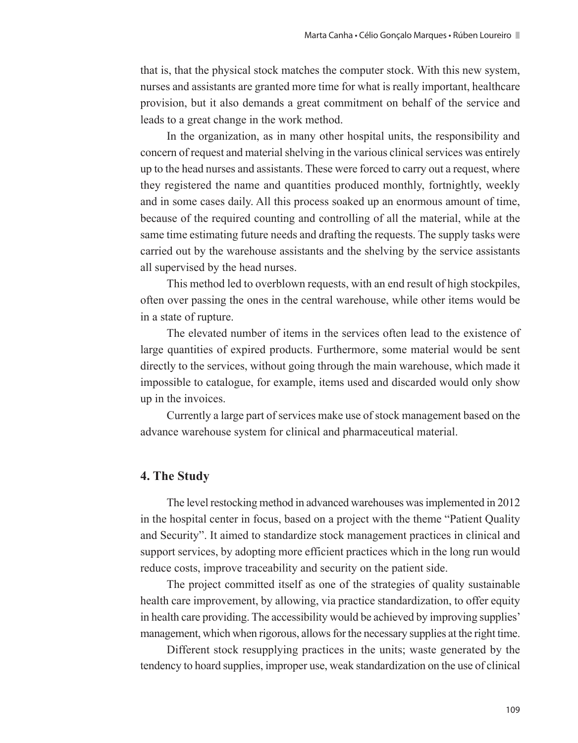that is, that the physical stock matches the computer stock. With this new system, nurses and assistants are granted more time for what is really important, healthcare provision, but it also demands a great commitment on behalf of the service and leads to a great change in the work method.

In the organization, as in many other hospital units, the responsibility and concern of request and material shelving in the various clinical services was entirely up to the head nurses and assistants. These were forced to carry out a request, where they registered the name and quantities produced monthly, fortnightly, weekly and in some cases daily. All this process soaked up an enormous amount of time, because of the required counting and controlling of all the material, while at the same time estimating future needs and drafting the requests. The supply tasks were carried out by the warehouse assistants and the shelving by the service assistants all supervised by the head nurses.

This method led to overblown requests, with an end result of high stockpiles, often over passing the ones in the central warehouse, while other items would be in a state of rupture.

The elevated number of items in the services often lead to the existence of large quantities of expired products. Furthermore, some material would be sent directly to the services, without going through the main warehouse, which made it impossible to catalogue, for example, items used and discarded would only show up in the invoices.

Currently a large part of services make use of stock management based on the advance warehouse system for clinical and pharmaceutical material.

## 4. The Study

The level restocking method in advanced warehouses was implemented in 2012 in the hospital center in focus, based on a project with the theme "Patient Quality and Security". It aimed to standardize stock management practices in clinical and support services, by adopting more efficient practices which in the long run would reduce costs, improve traceability and security on the patient side.

The project committed itself as one of the strategies of quality sustainable health care improvement, by allowing, via practice standardization, to offer equity in health care providing. The accessibility would be achieved by improving supplies' management, which when rigorous, allows for the necessary supplies at the right time.

Different stock resupplying practices in the units; waste generated by the tendency to hoard supplies, improper use, weak standardization on the use of clinical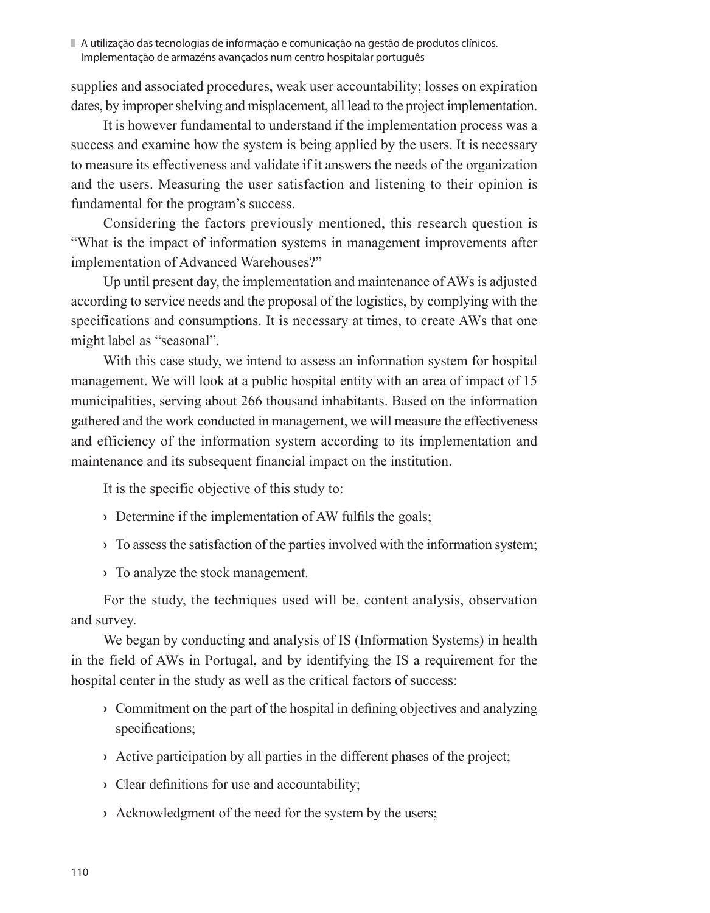supplies and associated procedures, weak user accountability; losses on expiration dates, by improper shelving and misplacement, all lead to the project implementation.

It is however fundamental to understand if the implementation process was a success and examine how the system is being applied by the users. It is necessary to measure its effectiveness and validate if it answers the needs of the organization and the users. Measuring the user satisfaction and listening to their opinion is fundamental for the program's success.

Considering the factors previously mentioned, this research question is "What is the impact of information systems in management improvements after implementation of Advanced Warehouses?"

Up until present day, the implementation and maintenance of AWs is adjusted according to service needs and the proposal of the logistics, by complying with the specifications and consumptions. It is necessary at times, to create AWs that one might label as "seasonal".

With this case study, we intend to assess an information system for hospital management. We will look at a public hospital entity with an area of impact of 15 municipalities, serving about 266 thousand inhabitants. Based on the information gathered and the work conducted in management, we will measure the effectiveness and efficiency of the information system according to its implementation and maintenance and its subsequent financial impact on the institution.

It is the specific objective of this study to:

- Determine if the implementation of AW fulfils the goals;
- To assess the satisfaction of the parties involved with the information system;
- To analyze the stock management.

For the study, the techniques used will be, content analysis, observation and survey.

We began by conducting and analysis of IS (Information Systems) in health in the field of AWs in Portugal, and by identifying the IS a requirement for the hospital center in the study as well as the critical factors of success:

- Commitment on the part of the hospital in defining objectives and analyzing specifications;
- Active participation by all parties in the different phases of the project;
- Clear definitions for use and accountability;
- Acknowledgment of the need for the system by the users;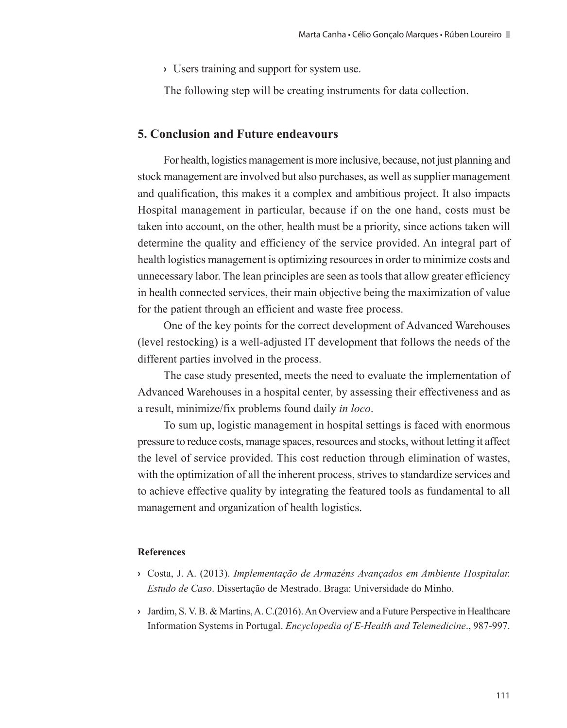- Users training and support for system use.

The following step will be creating instruments for data collection.

## 5. Conclusion and Future endeavours

For health, logistics management is more inclusive, because, not just planning and stock management are involved but also purchases, as well as supplier management and qualification, this makes it a complex and ambitious project. It also impacts Hospital management in particular, because if on the one hand, costs must be taken into account, on the other, health must be a priority, since actions taken will determine the quality and efficiency of the service provided. An integral part of health logistics management is optimizing resources in order to minimize costs and unnecessary labor. The lean principles are seen as tools that allow greater efficiency in health connected services, their main objective being the maximization of value for the patient through an efficient and waste free process.

One of the key points for the correct development of Advanced Warehouses (level restocking) is a well-adjusted IT development that follows the needs of the different parties involved in the process.

The case study presented, meets the need to evaluate the implementation of Advanced Warehouses in a hospital center, by assessing their effectiveness and as a result, minimize/fix problems found daily *in loco*.

To sum up, logistic management in hospital settings is faced with enormous pressure to reduce costs, manage spaces, resources and stocks, without letting it affect the level of service provided. This cost reduction through elimination of wastes, with the optimization of all the inherent process, strives to standardize services and to achieve effective quality by integrating the featured tools as fundamental to all management and organization of health logistics.

#### References

- Costa, J. A. (2013). *Implementação de Armazéns Avançados em Ambiente Hospitalar. Estudo de Caso*. Dissertação de Mestrado. Braga: Universidade do Minho.
- Jardim, S. V. B. & Martins, A. C.(2016). An Overview and a Future Perspective in Healthcare Information Systems in Portugal. *Encyclopedia of E-Health and Telemedicine*., 987-997.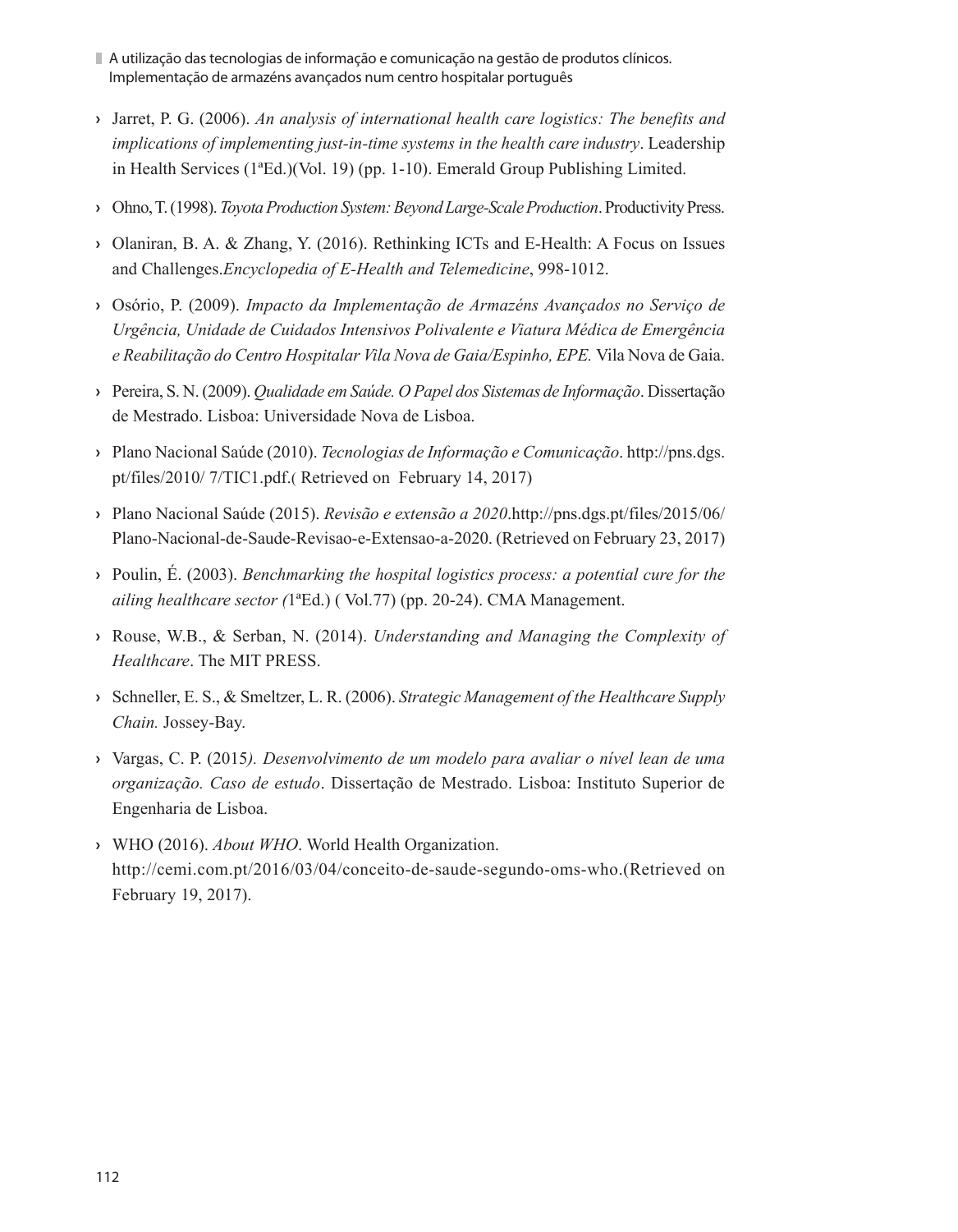- Jarret, P. G. (2006). *An analysis of international health care logistics: The benefits and implications of implementing just-in-time systems in the health care industry*. Leadership in Health Services (1ªEd.)(Vol. 19) (pp. 1-10). Emerald Group Publishing Limited.

- Ohno, T. (1998). *Toyota Production System: Beyond Large-Scale Production*. Productivity Press.

- Olaniran, B. A. & Zhang, Y. (2016). Rethinking ICTs and E-Health: A Focus on Issues and Challenges.*Encyclopedia of E-Health and Telemedicine*, 998-1012.

- Osório, P. (2009). *Impacto da Implementação de Armazéns Avançados no Serviço de Urgência, Unidade de Cuidados Intensivos Polivalente e Viatura Médica de Emergência e Reabilitação do Centro Hospitalar Vila Nova de Gaia/Espinho, EPE.* Vila Nova de Gaia.

- Pereira, S. N. (2009). *Qualidade em Saúde. O Papel dos Sistemas de Informação*. Dissertação de Mestrado. Lisboa: Universidade Nova de Lisboa.

- Plano Nacional Saúde (2010). *Tecnologias de Informação e Comunicação*. http://pns.dgs.pt/files/2010/ 7/TIC1.pdf.( Retrieved on February 14, 2017)

- Plano Nacional Saúde (2015). *Revisão e extensão a 2020*.http://pns.dgs.pt/files/2015/06/Plano-Nacional-de-Saude-Revisao-e-Extensao-a-2020. (Retrieved on February 23, 2017)

- Poulin, É. (2003). *Benchmarking the hospital logistics process: a potential cure for the ailing healthcare sector (*1ªEd.) ( Vol.77) (pp. 20-24). CMA Management.

- Rouse, W.B., & Serban, N. (2014). *Understanding and Managing the Complexity of Healthcare*. The MIT PRESS.

- Schneller, E. S., & Smeltzer, L. R. (2006). *Strategic Management of the Healthcare Supply Chain.* Jossey-Bay.

- Vargas, C. P. (2015*). Desenvolvimento de um modelo para avaliar o nível lean de uma organização. Caso de estudo*. Dissertação de Mestrado. Lisboa: Instituto Superior de Engenharia de Lisboa.

- WHO (2016). *About WHO*. World Health Organization. http://cemi.com.pt/2016/03/04/conceito-de-saude-segundo-oms-who.(Retrieved on February 19, 2017).